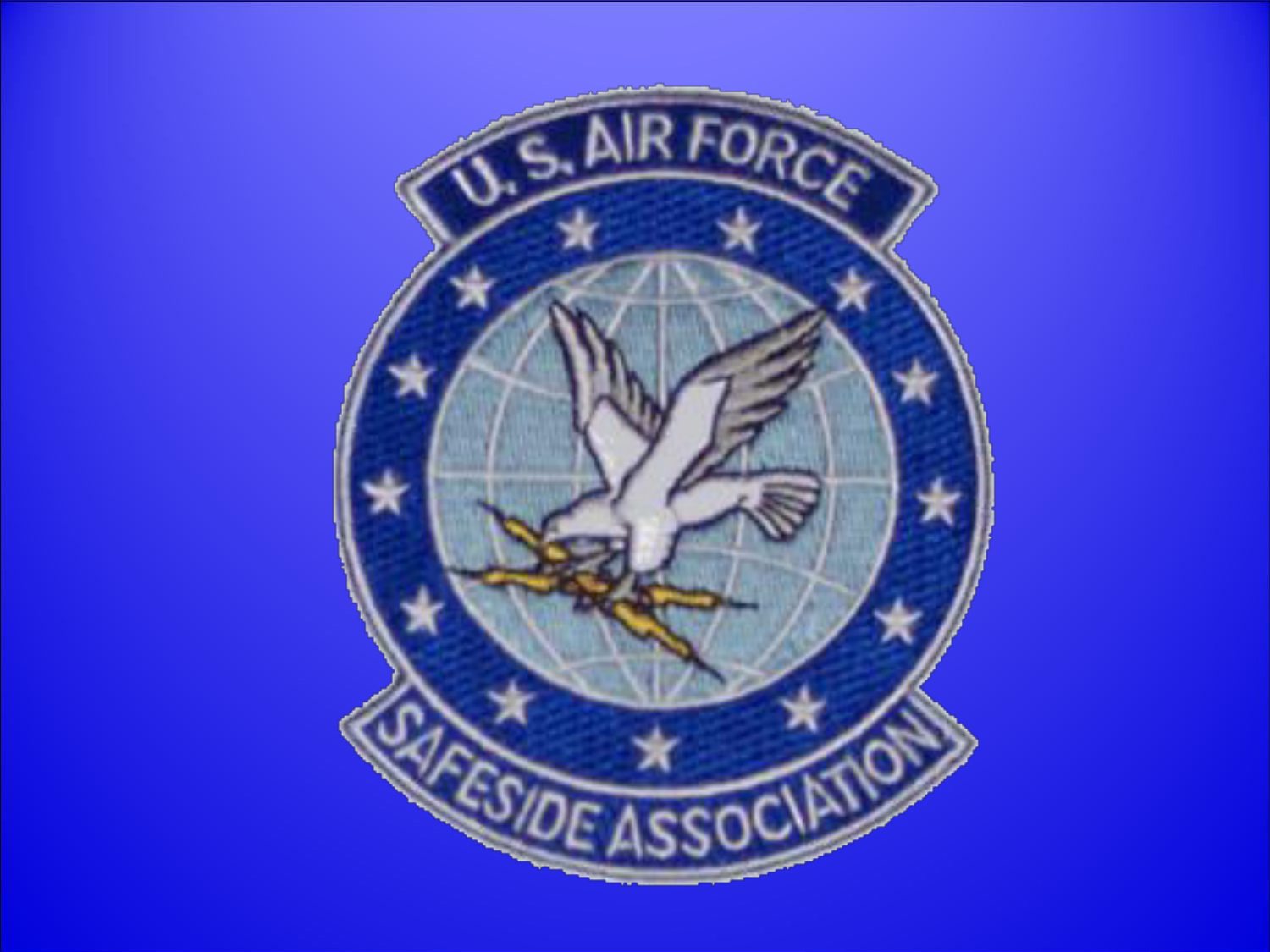U.S. AIR FORCE

SAFESIDE ASSOCIATION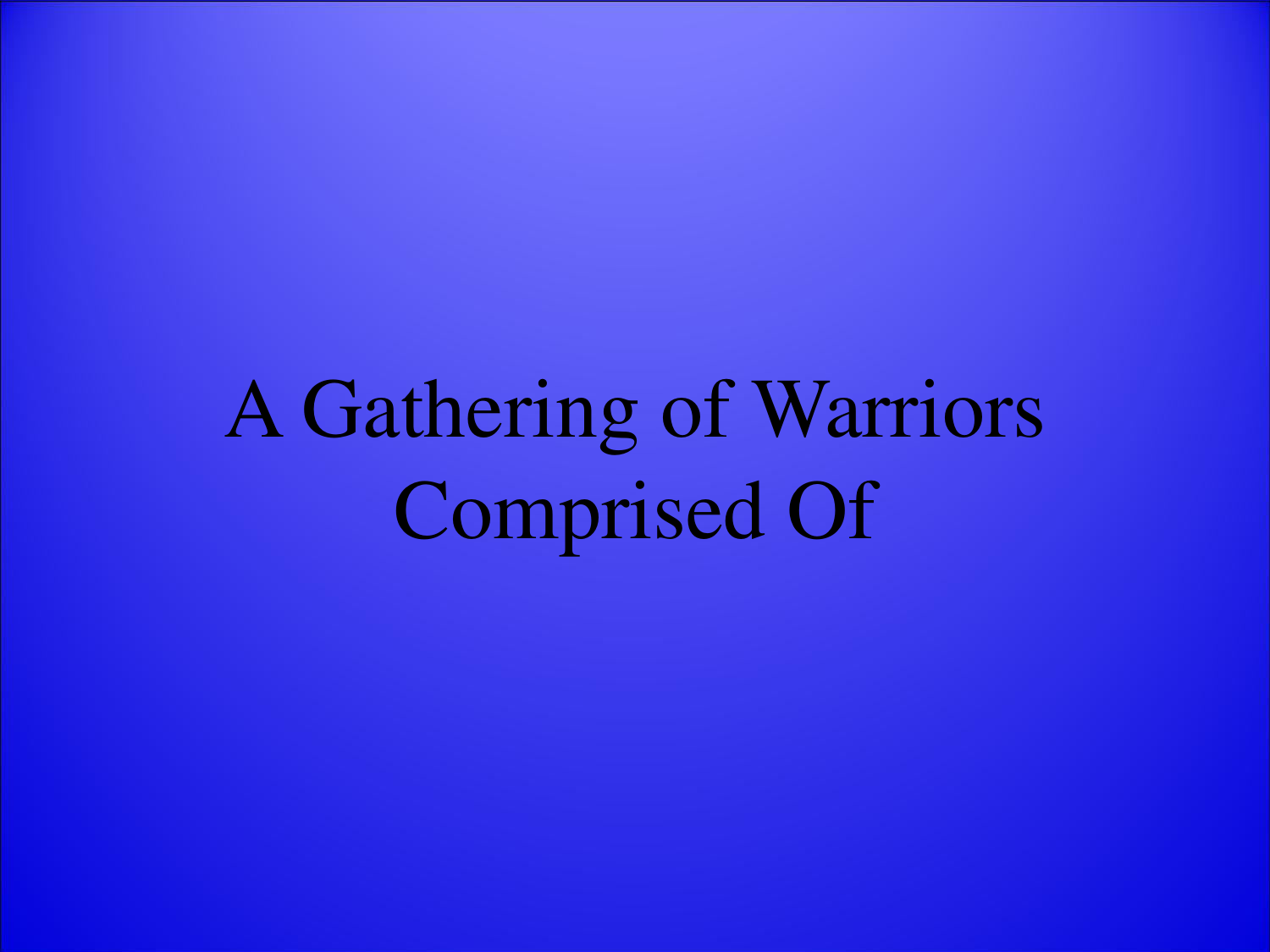# A Gathering of Warriors Comprised Of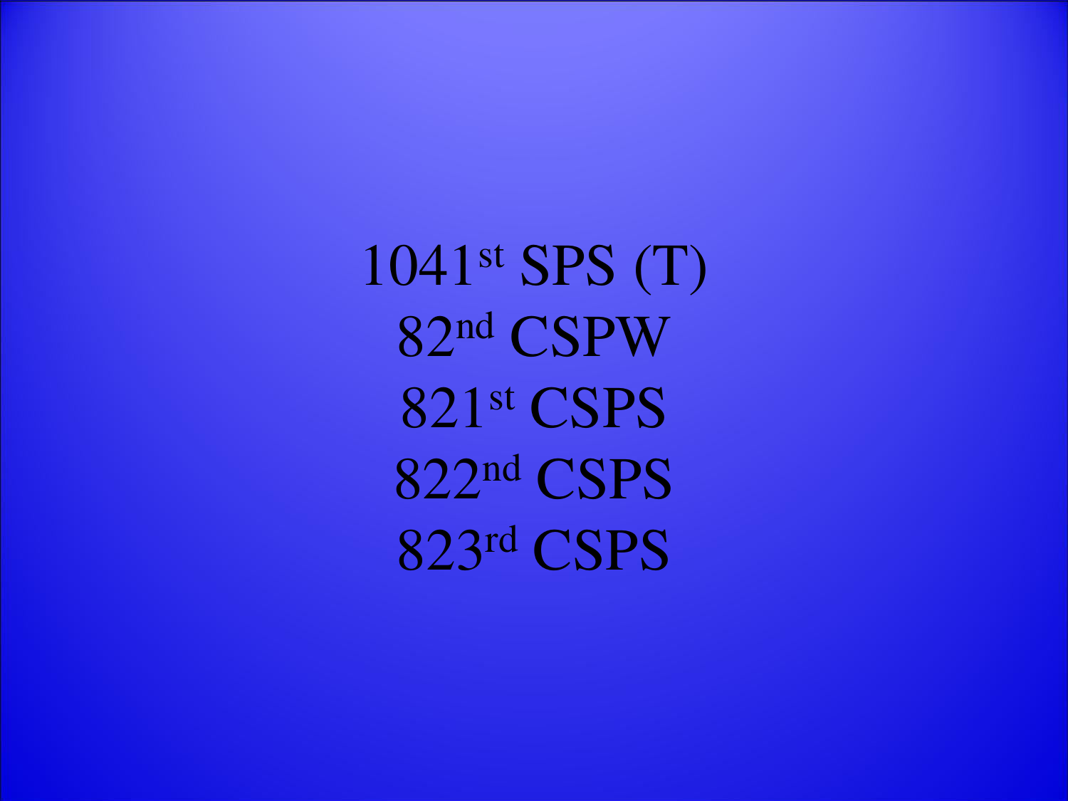1041st SPS (T)

82nd CSPW

821st CSPS

822nd CSPS

823rd CSPS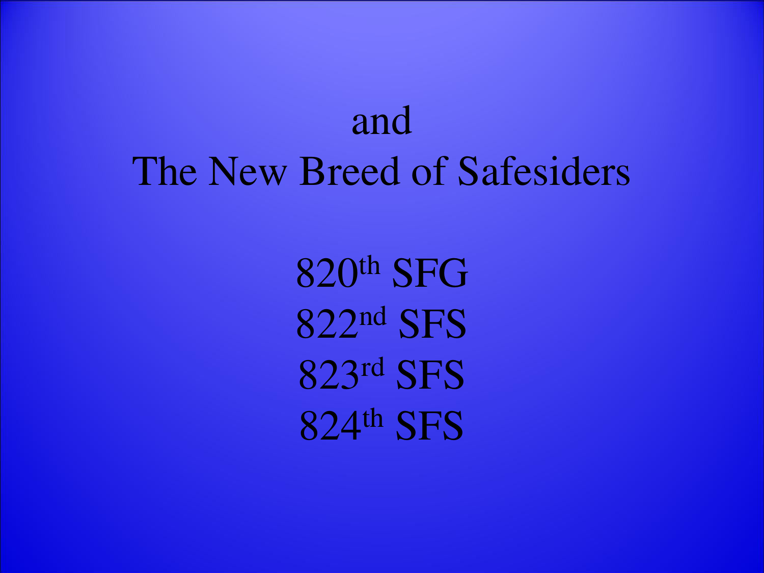and

The New Breed of Safesiders

820th SFG

822nd SFS

823rd SFS

824th SFS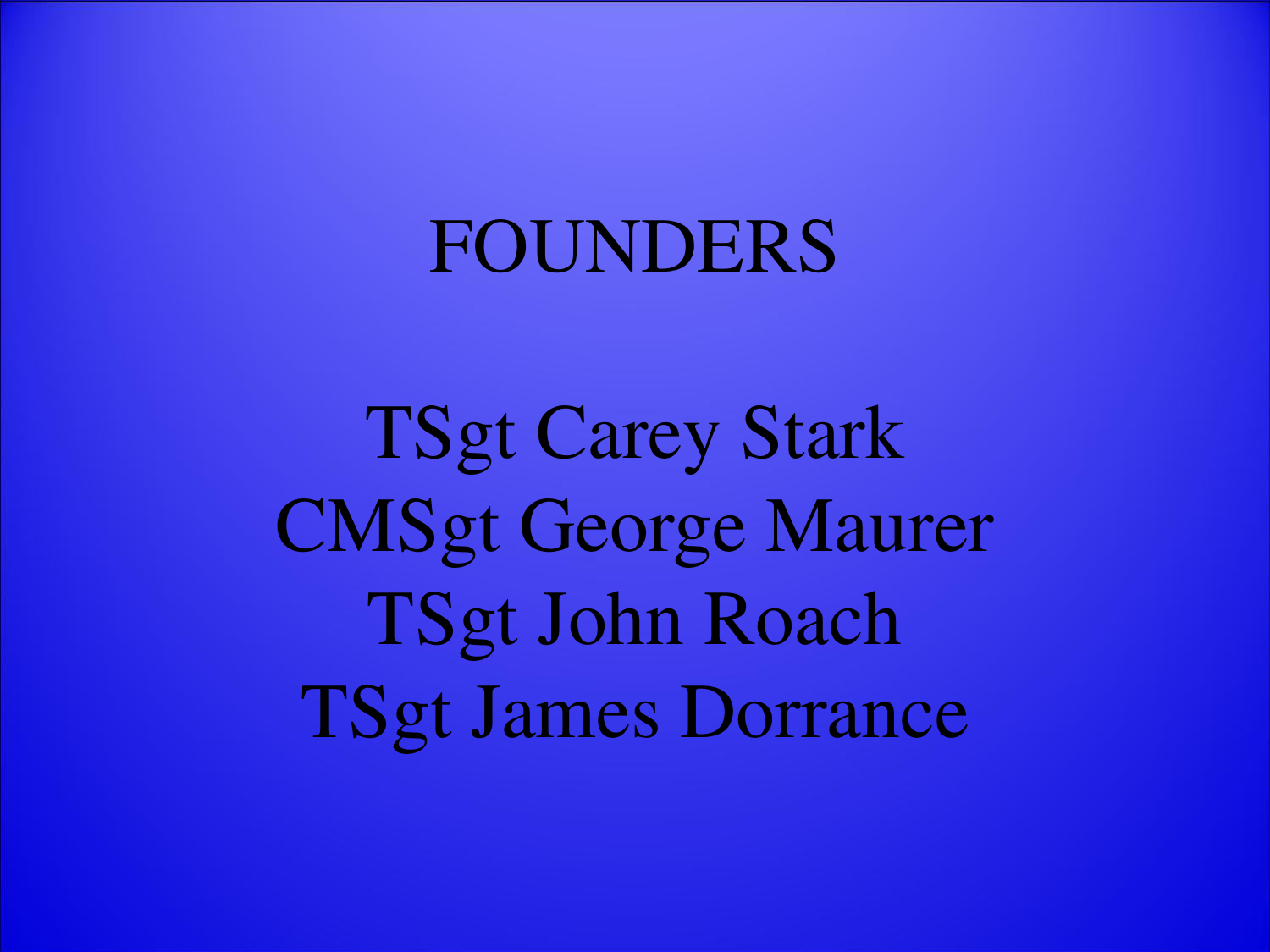# FOUNDERS

TSgt Carey Stark
CMSgt George Maurer
TSgt John Roach
TSgt James Dorrance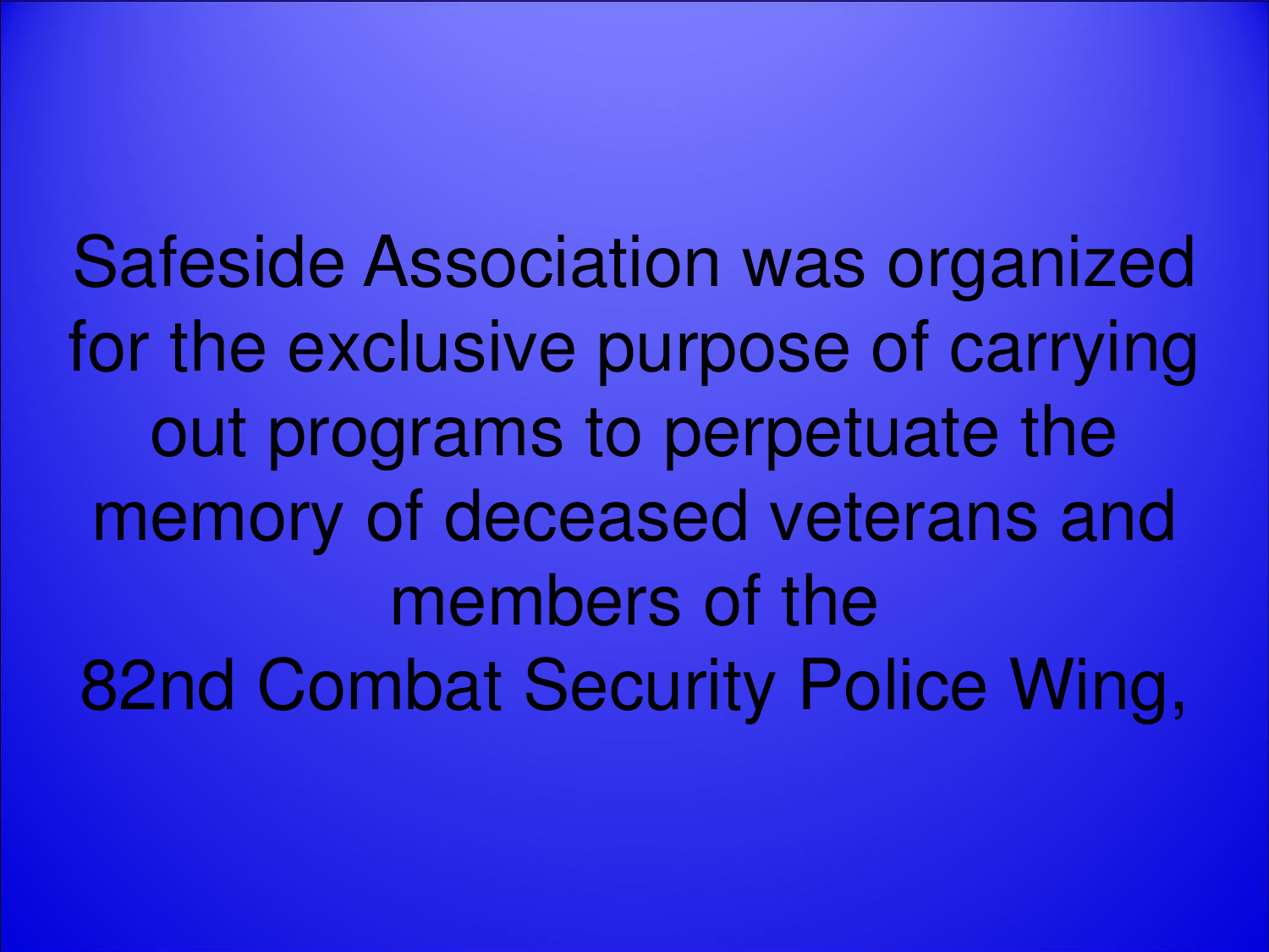Safeside Association was organized for the exclusive purpose of carrying out programs to perpetuate the memory of deceased veterans and members of the 82nd Combat Security Police Wing,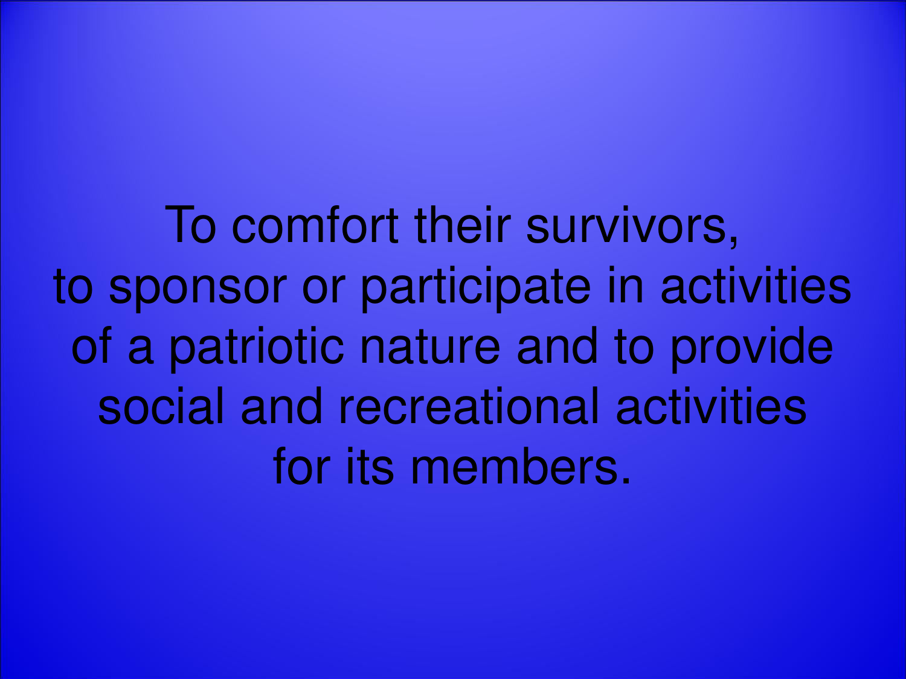To comfort their survivors,
to sponsor or participate in activities
of a patriotic nature and to provide
social and recreational activities
for its members.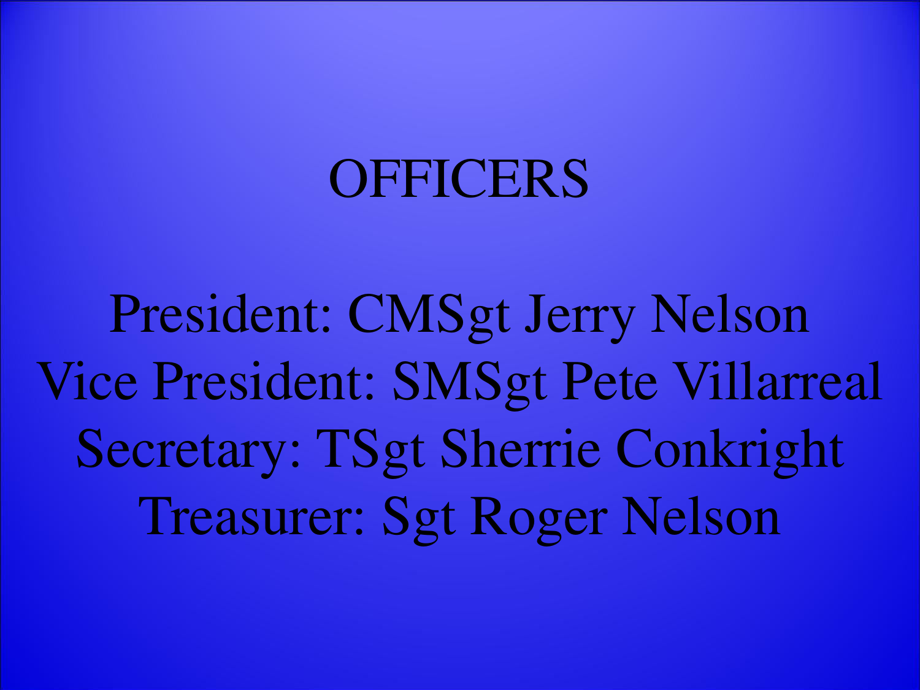# OFFICERS

President: CMSgt Jerry Nelson
Vice President: SMSgt Pete Villarreal
Secretary: TSgt Sherrie Conkright
Treasurer: Sgt Roger Nelson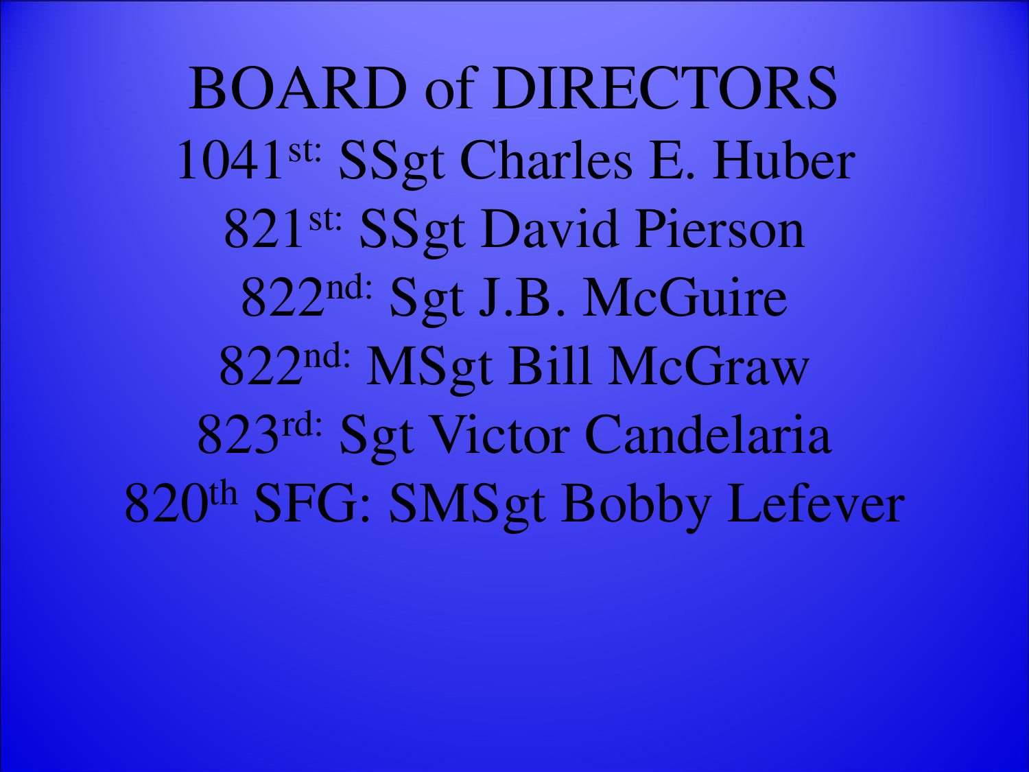# BOARD of DIRECTORS

1041st: SSgt Charles E. Huber

821st: SSgt David Pierson

822nd: Sgt J.B. McGuire

822nd: MSgt Bill McGraw

823rd: Sgt Victor Candelaria

820th SFG: SMSgt Bobby Lefever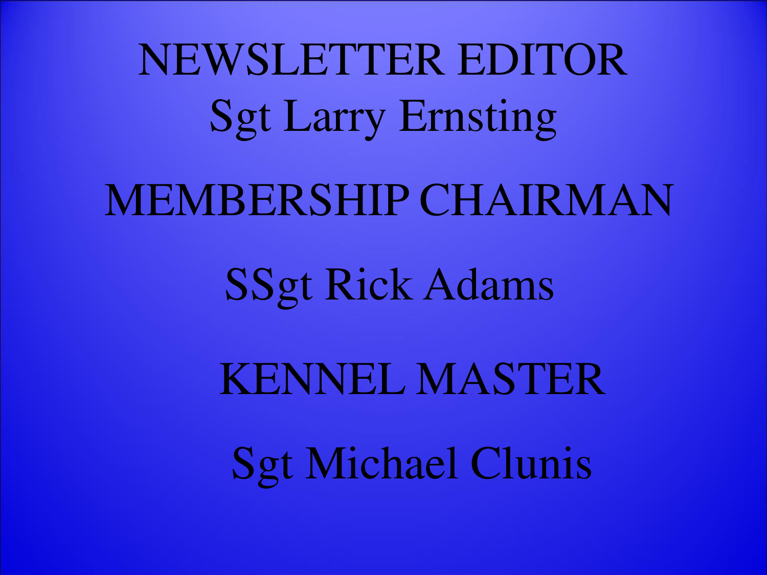NEWSLETTER EDITOR

Sgt Larry Ernsting

MEMBERSHIP CHAIRMAN

SSgt Rick Adams

KENNEL MASTER

Sgt Michael Clunis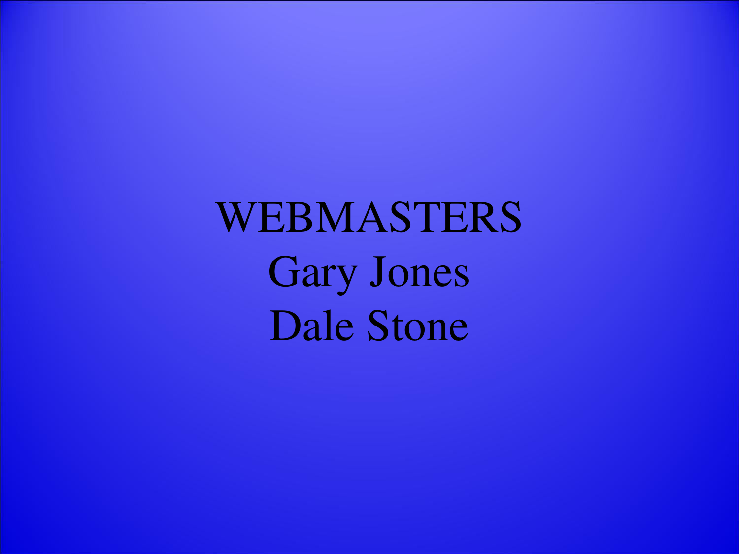WEBMASTERS

Gary Jones

Dale Stone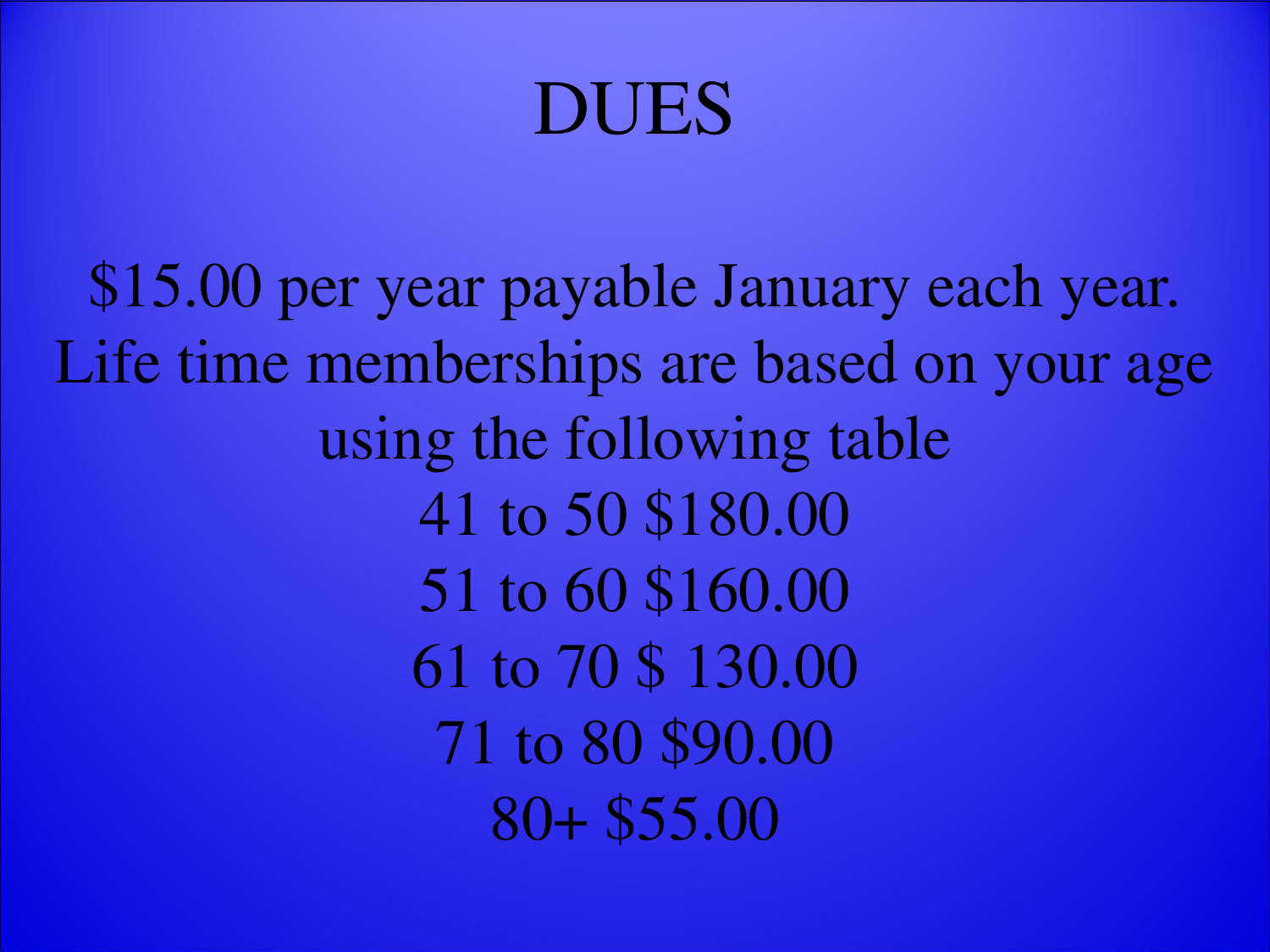# DUES

$15.00 per year payable January each year.
Life time memberships are based on your age using the following table

41 to 50 $180.00
51 to 60 $160.00
61 to 70 $ 130.00
71 to 80 $90.00
80+ $55.00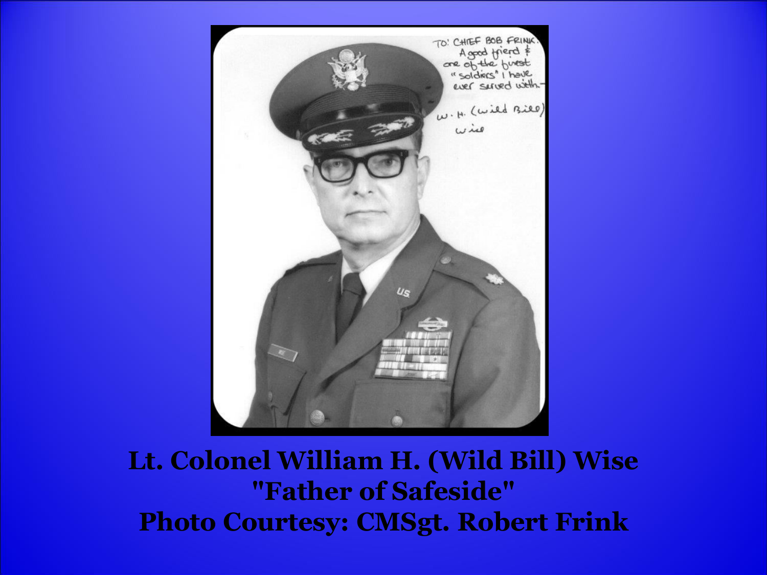**Lt. Colonel William H. (Wild Bill) Wise**
**"Father of Safeside"**
**Photo Courtesy: CMSgt. Robert Frink**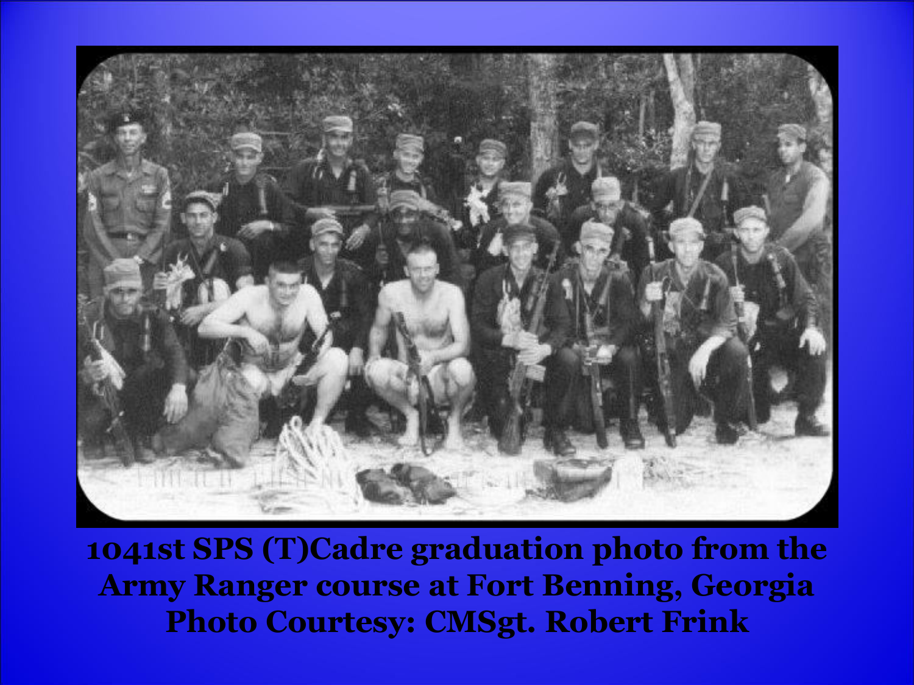**1041st SPS (T)Cadre graduation photo from the Army Ranger course at Fort Benning, Georgia**
**Photo Courtesy: CMSgt. Robert Frink**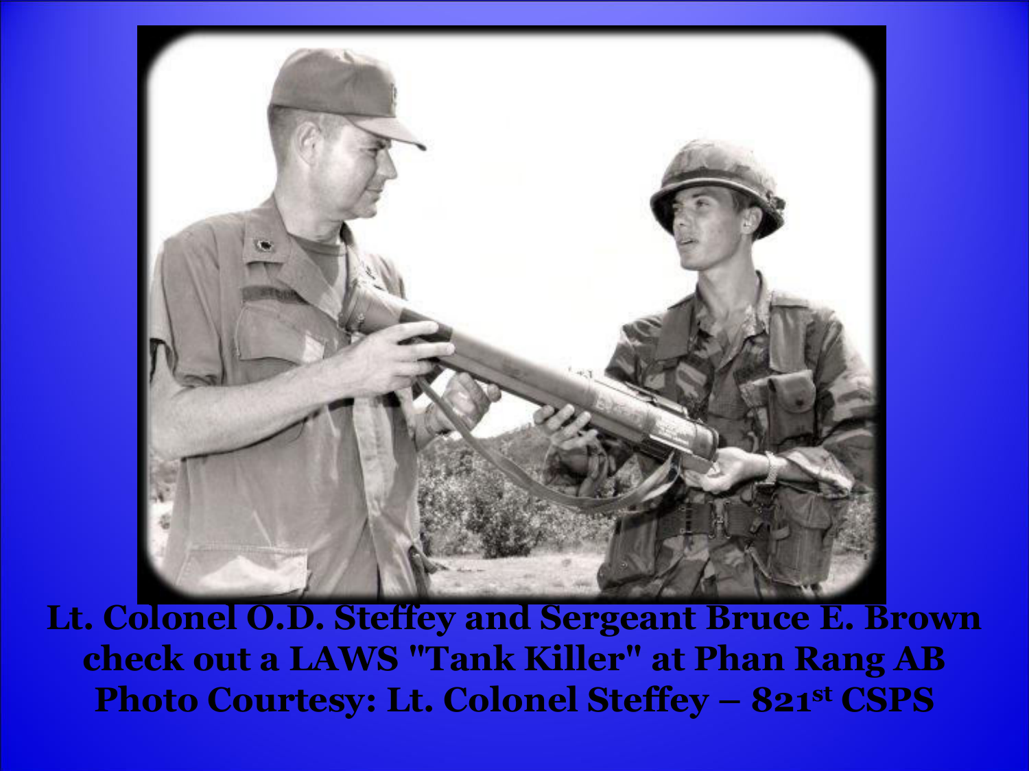**Lt. Colonel O.D. Steffey and Sergeant Bruce E. Brown check out a LAWS "Tank Killer" at Phan Rang AB Photo Courtesy: Lt. Colonel Steffey – 821st CSPS**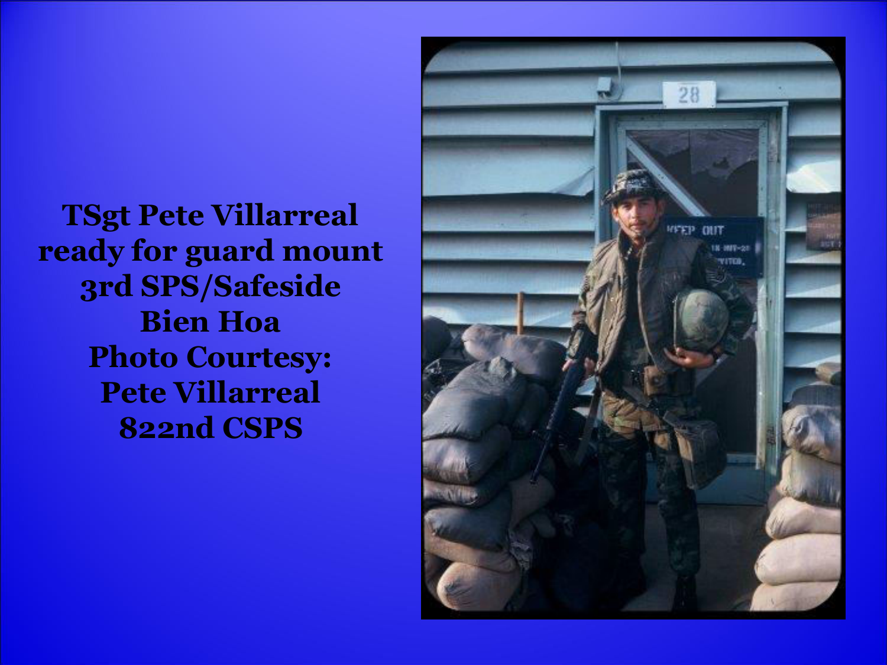**TSgt Pete Villarreal ready for guard mount**
**3rd SPS/Safeside**
**Bien Hoa**
**Photo Courtesy:**
**Pete Villarreal**
**822nd CSPS**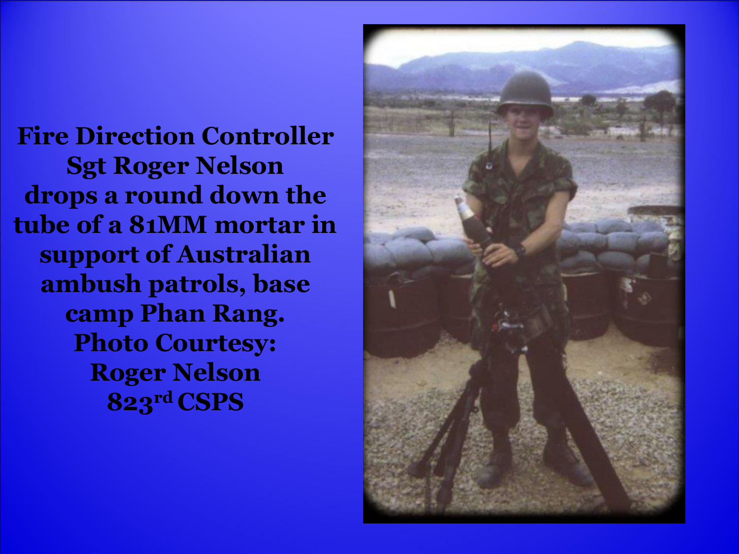**Fire Direction Controller Sgt Roger Nelson drops a round down the tube of a 81MM mortar in support of Australian ambush patrols, base camp Phan Rang.**

**Photo Courtesy: Roger Nelson 823rd CSPS**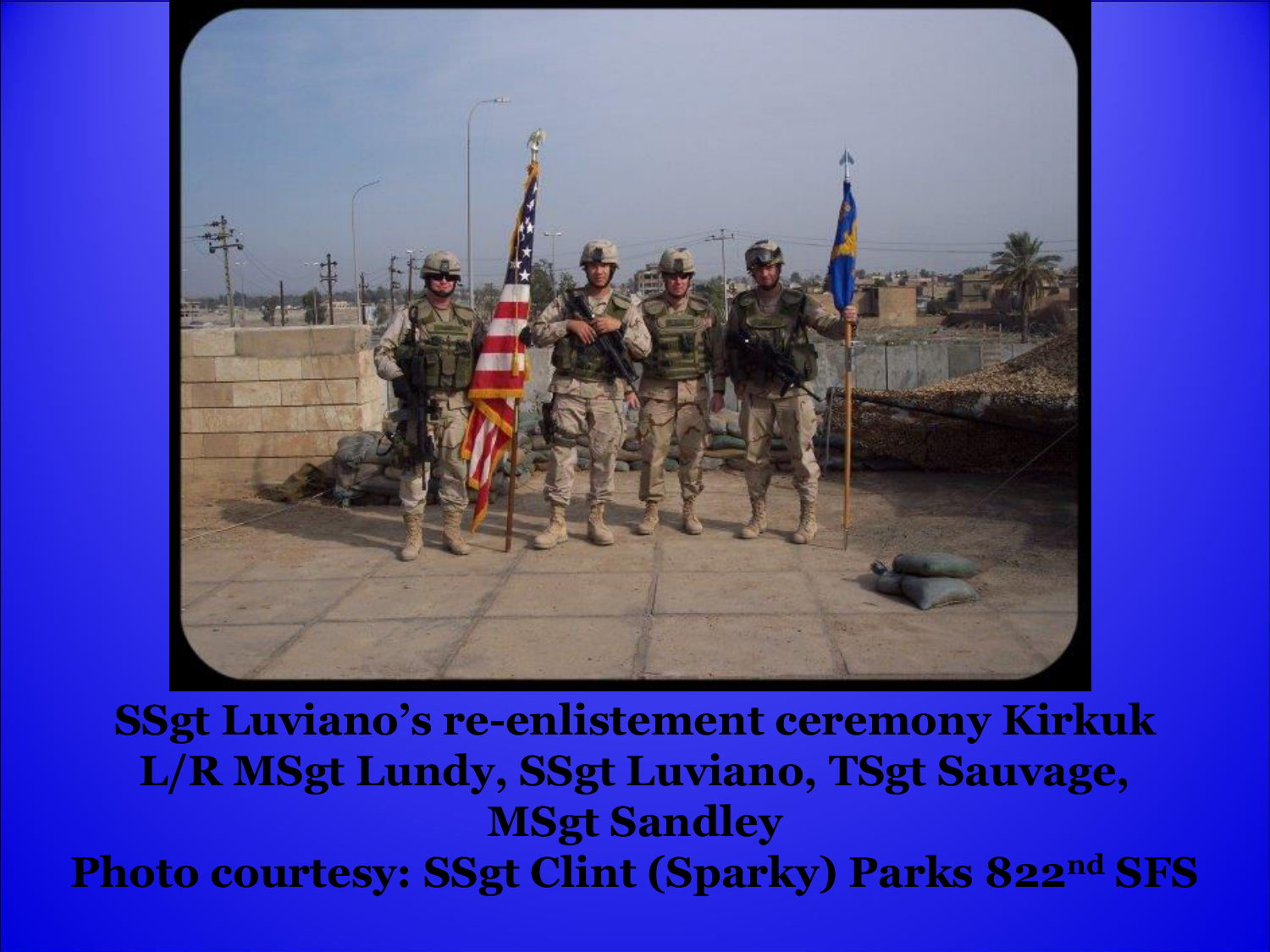**SSgt Luviano's re-enlistement ceremony Kirkuk**
**L/R MSgt Lundy, SSgt Luviano, TSgt Sauvage, MSgt Sandley**
**Photo courtesy: SSgt Clint (Sparky) Parks 822nd SFS**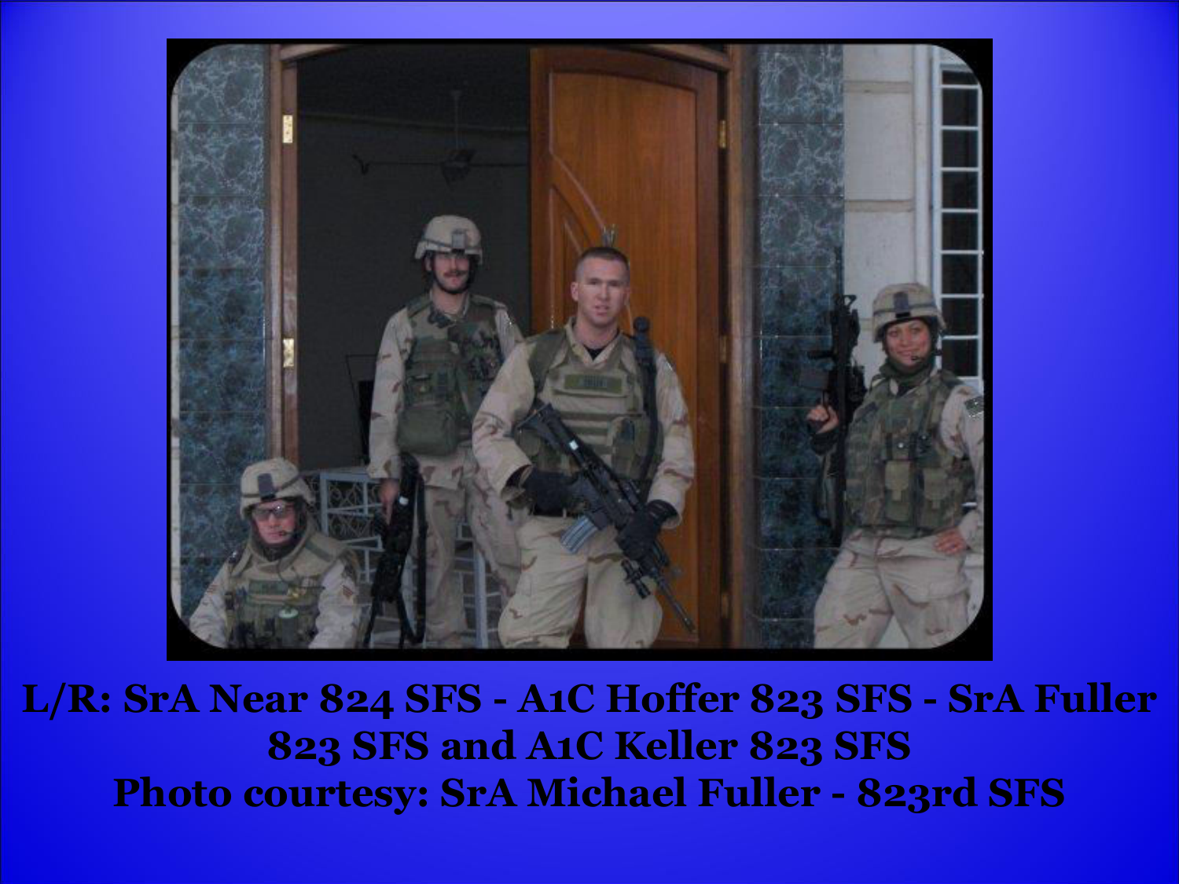**L/R: SrA Near 824 SFS - A1C Hoffer 823 SFS - SrA Fuller 823 SFS and A1C Keller 823 SFS**
**Photo courtesy: SrA Michael Fuller - 823rd SFS**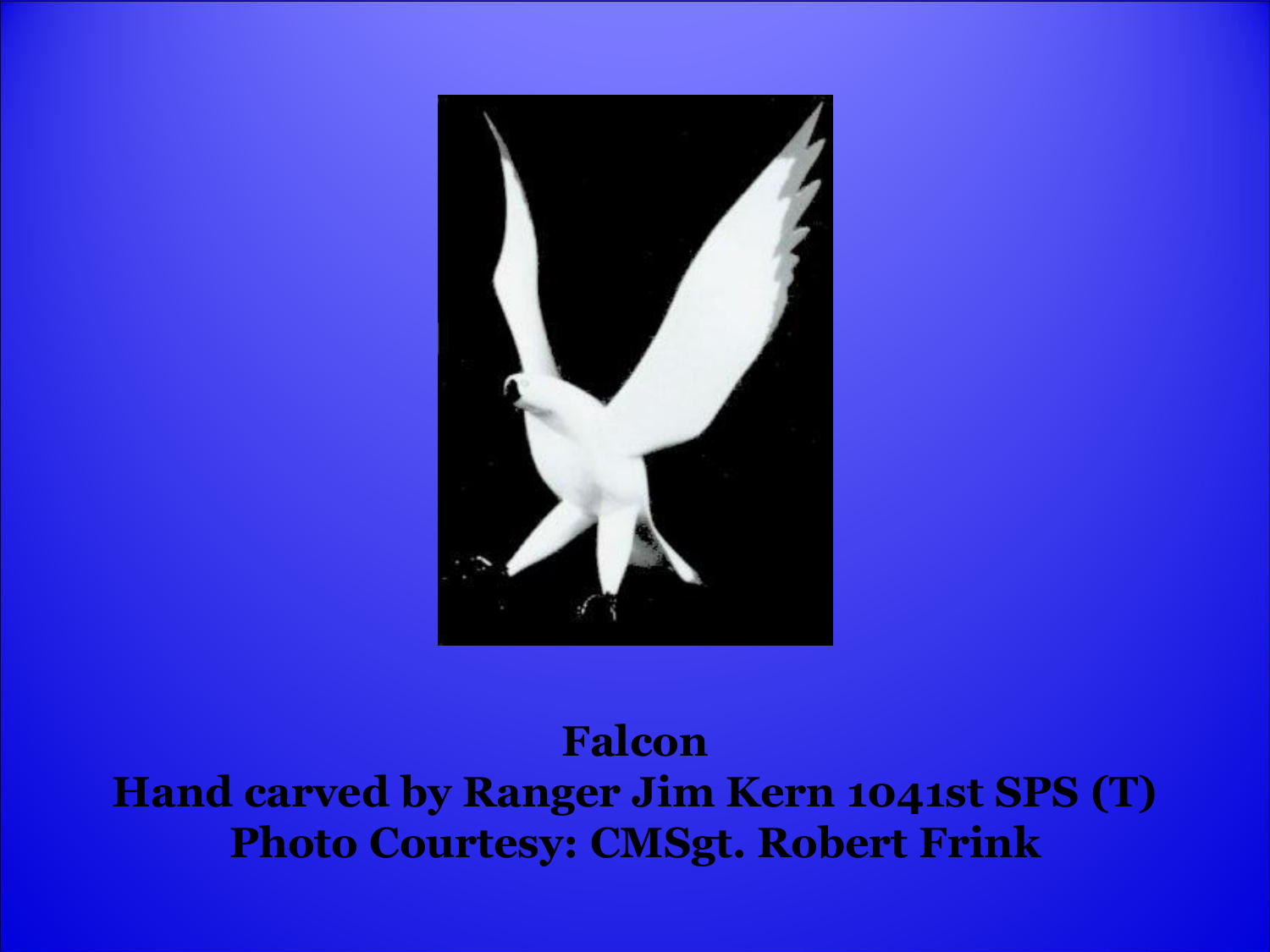**Falcon**
**Hand carved by Ranger Jim Kern 1041st SPS (T)**
**Photo Courtesy: CMSgt. Robert Frink**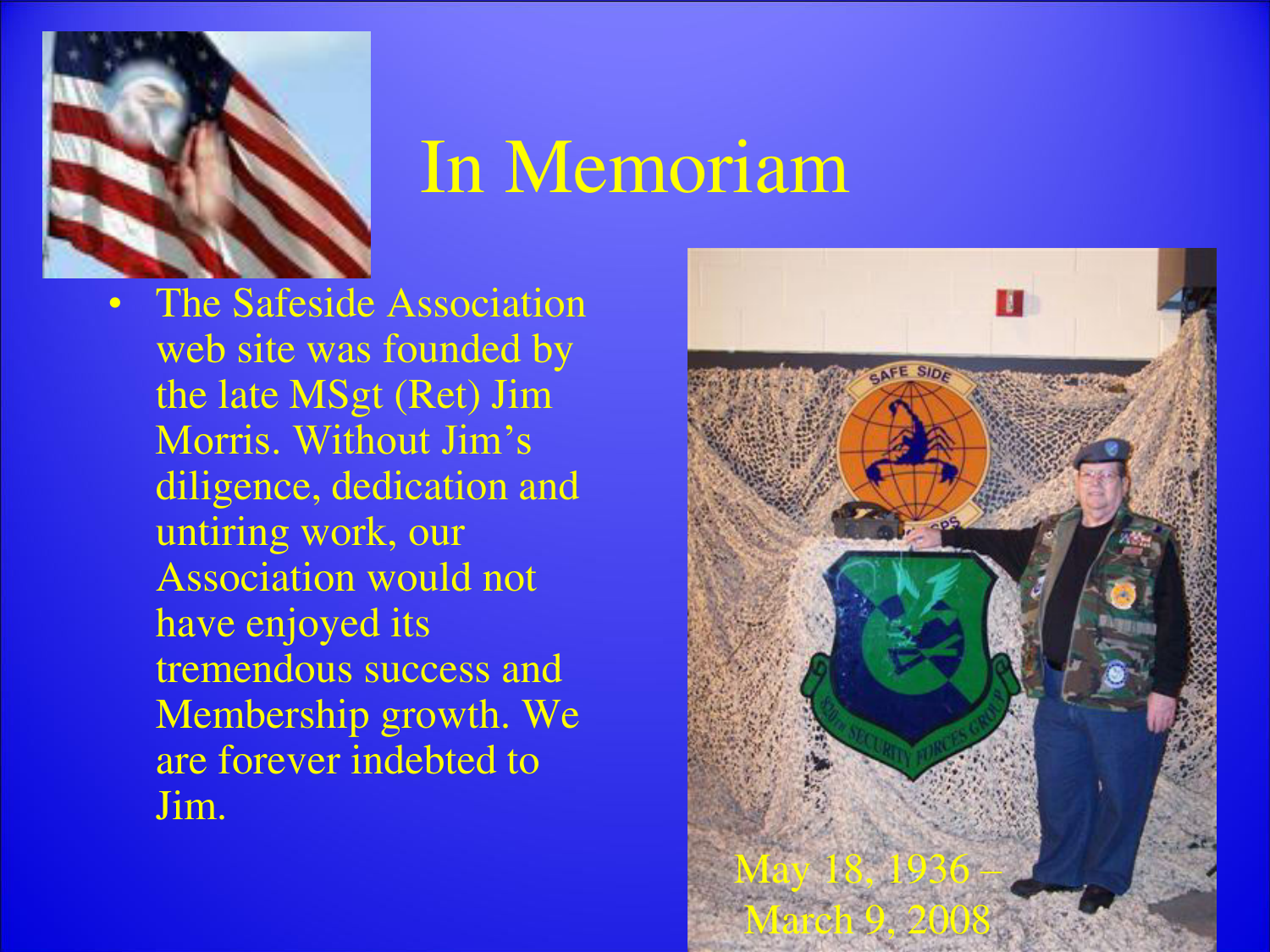# In Memoriam

- The Safeside Association web site was founded by the late MSgt (Ret) Jim Morris. Without Jim's diligence, dedication and untiring work, our Association would not have enjoyed its tremendous success and Membership growth. We are forever indebted to Jim.

May 18, 1936 – March 9, 2008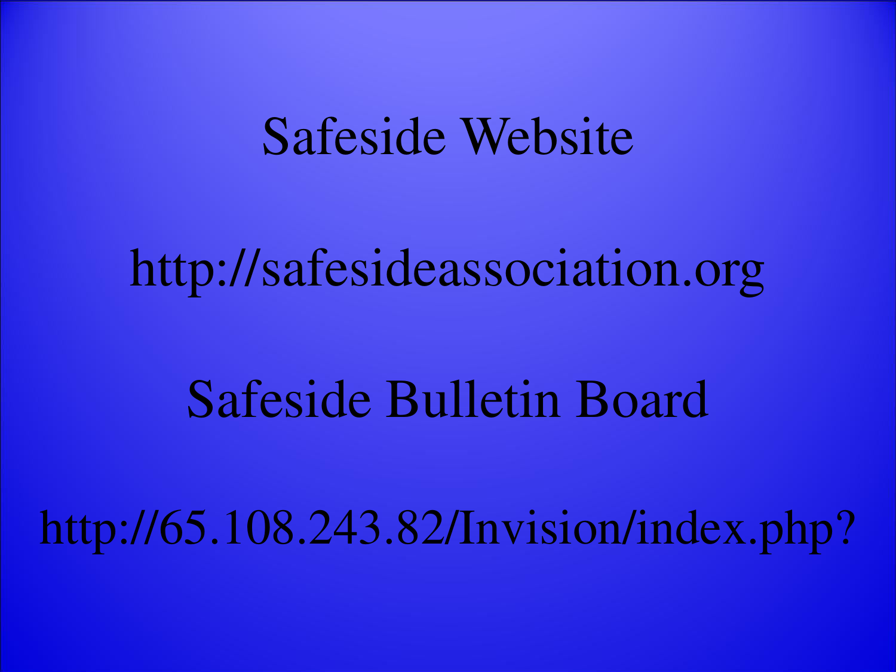Safeside Website

http://safesideassociation.org

Safeside Bulletin Board

http://65.108.243.82/Invision/index.php?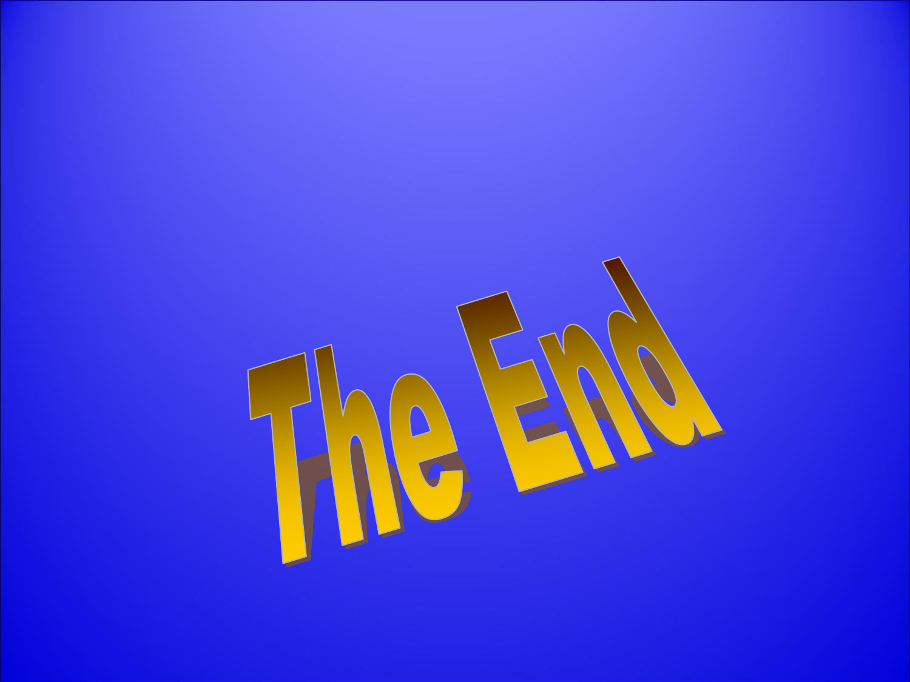# The End